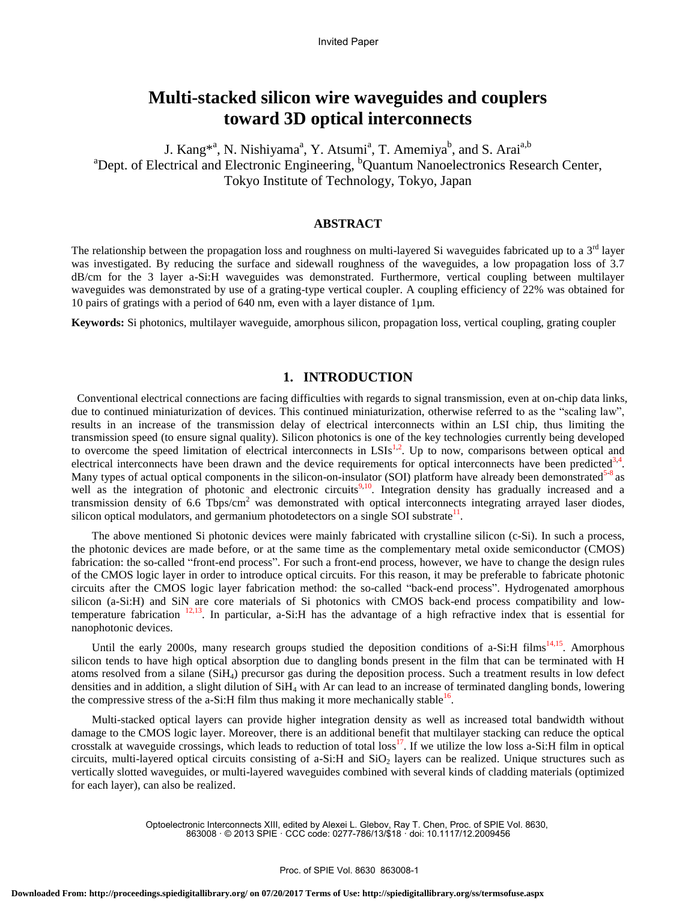Invited Paper

# Multi-stacked silicon wire waveguides and couplers toward 3D optical interconnects

J. Kang*[a], N. Nishiyama[a], Y. Atsumi[a], T. Amemiya[b], and S. Arai[a,b]

[a]Dept. of Electrical and Electronic Engineering, [b]Quantum Nanoelectronics Research Center, Tokyo Institute of Technology, Tokyo, Japan

## ABSTRACT

The relationship between the propagation loss and roughness on multi-layered Si waveguides fabricated up to a 3rd layer was investigated. By reducing the surface and sidewall roughness of the waveguides, a low propagation loss of 3.7 dB/cm for the 3 layer a-Si:H waveguides was demonstrated. Furthermore, vertical coupling between multilayer waveguides was demonstrated by use of a grating-type vertical coupler. A coupling efficiency of 22% was obtained for 10 pairs of gratings with a period of 640 nm, even with a layer distance of 1μm.

**Keywords:** Si photonics, multilayer waveguide, amorphous silicon, propagation loss, vertical coupling, grating coupler

## 1. INTRODUCTION

Conventional electrical connections are facing difficulties with regards to signal transmission, even at on-chip data links, due to continued miniaturization of devices. This continued miniaturization, otherwise referred to as the "scaling law", results in an increase of the transmission delay of electrical interconnects within an LSI chip, thus limiting the transmission speed (to ensure signal quality). Silicon photonics is one of the key technologies currently being developed to overcome the speed limitation of electrical interconnects in LSIs[1,2]. Up to now, comparisons between optical and electrical interconnects have been drawn and the device requirements for optical interconnects have been predicted[3,4]. Many types of actual optical components in the silicon-on-insulator (SOI) platform have already been demonstrated[5-8] as well as the integration of photonic and electronic circuits[9,10]. Integration density has gradually increased and a transmission density of 6.6 Tbps/cm$^2$ was demonstrated with optical interconnects integrating arrayed laser diodes, silicon optical modulators, and germanium photodetectors on a single SOI substrate[11].

The above mentioned Si photonic devices were mainly fabricated with crystalline silicon (c-Si). In such a process, the photonic devices are made before, or at the same time as the complementary metal oxide semiconductor (CMOS) fabrication: the so-called "front-end process". For such a front-end process, however, we have to change the design rules of the CMOS logic layer in order to introduce optical circuits. For this reason, it may be preferable to fabricate photonic circuits after the CMOS logic layer fabrication method: the so-called "back-end process". Hydrogenated amorphous silicon (a-Si:H) and SiN are core materials of Si photonics with CMOS back-end process compatibility and low-temperature fabrication [12,13]. In particular, a-Si:H has the advantage of a high refractive index that is essential for nanophotonic devices.

Until the early 2000s, many research groups studied the deposition conditions of a-Si:H films[14,15]. Amorphous silicon tends to have high optical absorption due to dangling bonds present in the film that can be terminated with H atoms resolved from a silane ($SiH_4$) precursor gas during the deposition process. Such a treatment results in low defect densities and in addition, a slight dilution of $SiH_4$ with Ar can lead to an increase of terminated dangling bonds, lowering the compressive stress of the a-Si:H film thus making it more mechanically stable[16].

Multi-stacked optical layers can provide higher integration density as well as increased total bandwidth without damage to the CMOS logic layer. Moreover, there is an additional benefit that multilayer stacking can reduce the optical crosstalk at waveguide crossings, which leads to reduction of total loss[17]. If we utilize the low loss a-Si:H film in optical circuits, multi-layered optical circuits consisting of a-Si:H and $SiO_2$ layers can be realized. Unique structures such as vertically slotted waveguides, or multi-layered waveguides combined with several kinds of cladding materials (optimized for each layer), can also be realized.

Optoelectronic Interconnects XIII, edited by Alexei L. Glebov, Ray T. Chen, Proc. of SPIE Vol. 8630, 863008 · © 2013 SPIE · CCC code: 0277-786/13/$18 · doi: 10.1117/12.2009456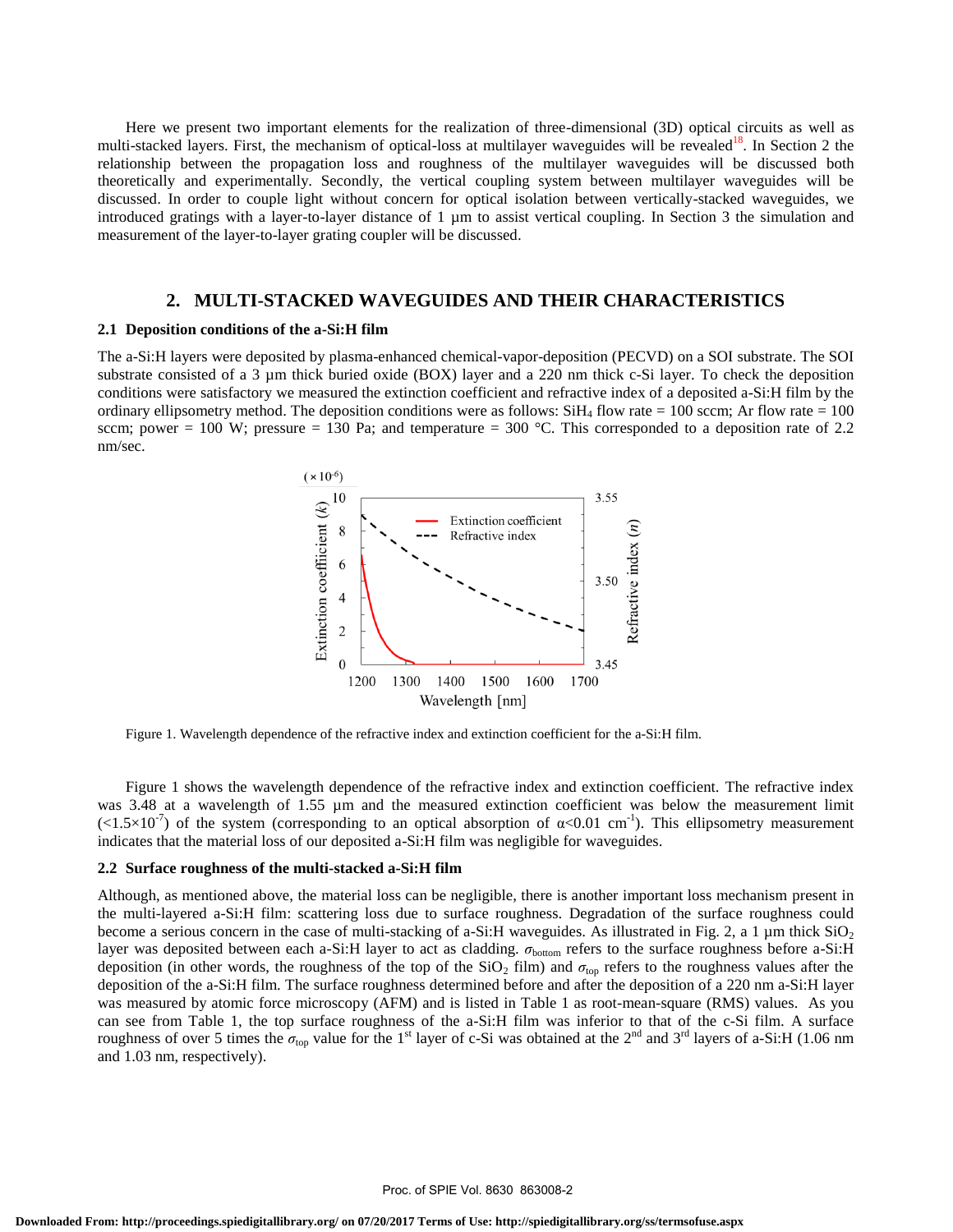Here we present two important elements for the realization of three-dimensional (3D) optical circuits as well as multi-stacked layers. First, the mechanism of optical-loss at multilayer waveguides will be revealed[18]. In Section 2 the relationship between the propagation loss and roughness of the multilayer waveguides will be discussed both theoretically and experimentally. Secondly, the vertical coupling system between multilayer waveguides will be discussed. In order to couple light without concern for optical isolation between vertically-stacked waveguides, we introduced gratings with a layer-to-layer distance of 1 µm to assist vertical coupling. In Section 3 the simulation and measurement of the layer-to-layer grating coupler will be discussed.

## 2. MULTI-STACKED WAVEGUIDES AND THEIR CHARACTERISTICS

### 2.1 Deposition conditions of the a-Si:H film

The a-Si:H layers were deposited by plasma-enhanced chemical-vapor-deposition (PECVD) on a SOI substrate. The SOI substrate consisted of a 3 µm thick buried oxide (BOX) layer and a 220 nm thick c-Si layer. To check the deposition conditions were satisfactory we measured the extinction coefficient and refractive index of a deposited a-Si:H film by the ordinary ellipsometry method. The deposition conditions were as follows: $SiH_4$ flow rate = 100 sccm; Ar flow rate = 100 sccm; power = 100 W; pressure = 130 Pa; and temperature = 300 °C. This corresponded to a deposition rate of 2.2 nm/sec.

Figure 1. Wavelength dependence of the refractive index and extinction coefficient for the a-Si:H film.

Figure 1 shows the wavelength dependence of the refractive index and extinction coefficient. The refractive index was 3.48 at a wavelength of 1.55 µm and the measured extinction coefficient was below the measurement limit ($<1.5\times10^{-7}$) of the system (corresponding to an optical absorption of $\alpha<0.01$ cm$^{-1}$). This ellipsometry measurement indicates that the material loss of our deposited a-Si:H film was negligible for waveguides.

### 2.2 Surface roughness of the multi-stacked a-Si:H film

Although, as mentioned above, the material loss can be negligible, there is another important loss mechanism present in the multi-layered a-Si:H film: scattering loss due to surface roughness. Degradation of the surface roughness could become a serious concern in the case of multi-stacking of a-Si:H waveguides. As illustrated in Fig. 2, a 1 µm thick $SiO_2$ layer was deposited between each a-Si:H layer to act as cladding. $\sigma_{\text{bottom}}$ refers to the surface roughness before a-Si:H deposition (in other words, the roughness of the top of the $SiO_2$ film) and $\sigma_{\text{top}}$ refers to the roughness values after the deposition of the a-Si:H film. The surface roughness determined before and after the deposition of a 220 nm a-Si:H layer was measured by atomic force microscopy (AFM) and is listed in Table 1 as root-mean-square (RMS) values. As you can see from Table 1, the top surface roughness of the a-Si:H film was inferior to that of the c-Si film. A surface roughness of over 5 times the $\sigma_{\text{top}}$ value for the 1st layer of c-Si was obtained at the 2nd and 3rd layers of a-Si:H (1.06 nm and 1.03 nm, respectively).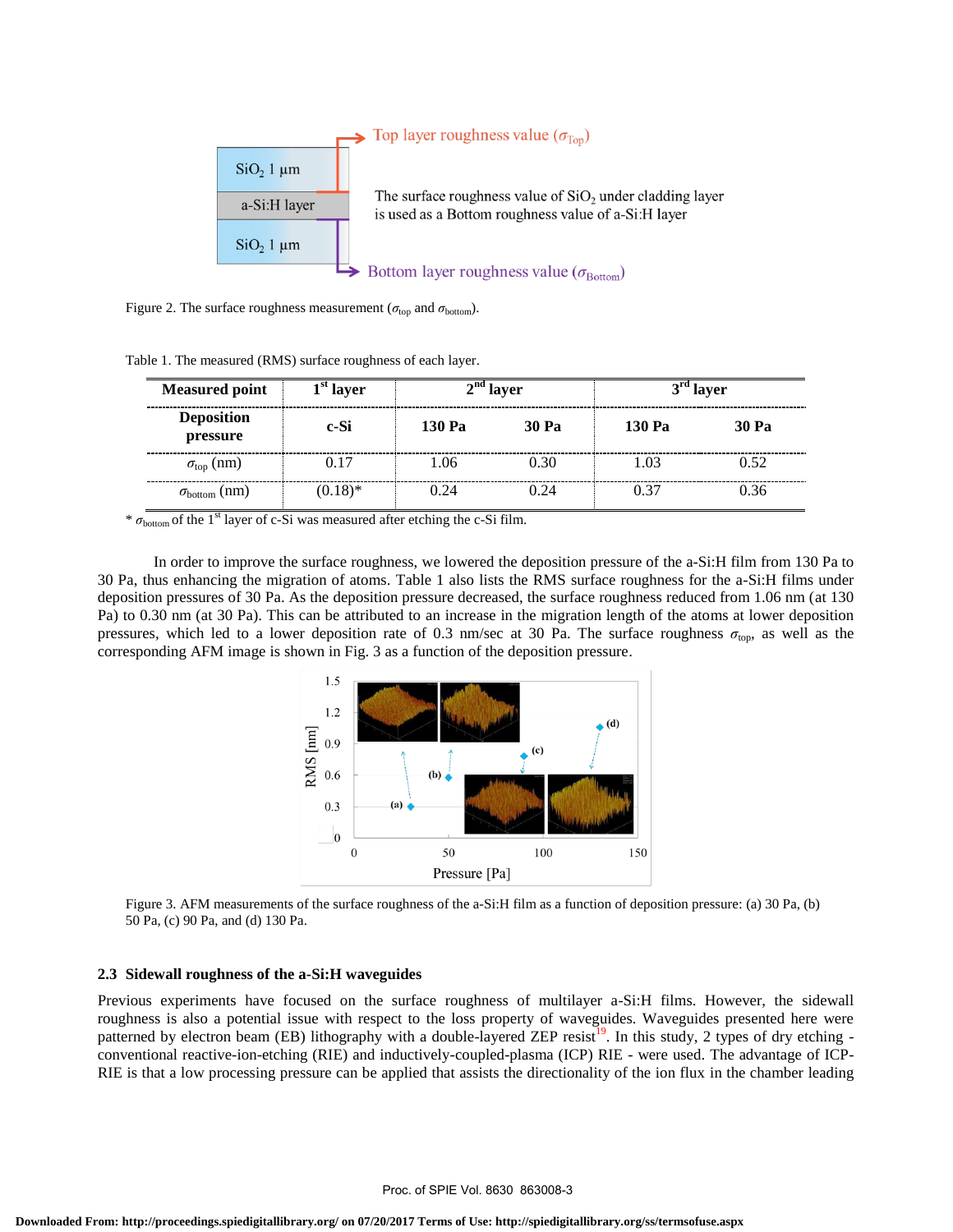Figure 2. The surface roughness measurement ($\sigma_{top}$ and $\sigma_{bottom}$).

Table 1. The measured (RMS) surface roughness of each layer.

| Measured point | 1st layer | 2nd layer | | 3rd layer | |
|---|---|---|---|---|---|
| Deposition pressure | c-Si | 130 Pa | 30 Pa | 130 Pa | 30 Pa |
| $\sigma_{top}$ (nm) | 0.17 | 1.06 | 0.30 | 1.03 | 0.52 |
| $\sigma_{bottom}$ (nm) | (0.18)* | 0.24 | 0.24 | 0.37 | 0.36 |

* $\sigma_{bottom}$ of the 1st layer of c-Si was measured after etching the c-Si film.

In order to improve the surface roughness, we lowered the deposition pressure of the a-Si:H film from 130 Pa to 30 Pa, thus enhancing the migration of atoms. Table 1 also lists the RMS surface roughness for the a-Si:H films under deposition pressures of 30 Pa. As the deposition pressure decreased, the surface roughness reduced from 1.06 nm (at 130 Pa) to 0.30 nm (at 30 Pa). This can be attributed to an increase in the migration length of the atoms at lower deposition pressures, which led to a lower deposition rate of 0.3 nm/sec at 30 Pa. The surface roughness $\sigma_{top}$, as well as the corresponding AFM image is shown in Fig. 3 as a function of the deposition pressure.

Figure 3. AFM measurements of the surface roughness of the a-Si:H film as a function of deposition pressure: (a) 30 Pa, (b) 50 Pa, (c) 90 Pa, and (d) 130 Pa.

### 2.3 Sidewall roughness of the a-Si:H waveguides

Previous experiments have focused on the surface roughness of multilayer a-Si:H films. However, the sidewall roughness is also a potential issue with respect to the loss property of waveguides. Waveguides presented here were patterned by electron beam (EB) lithography with a double-layered ZEP resist[19]. In this study, 2 types of dry etching - conventional reactive-ion-etching (RIE) and inductively-coupled-plasma (ICP) RIE - were used. The advantage of ICP-RIE is that a low processing pressure can be applied that assists the directionality of the ion flux in the chamber leading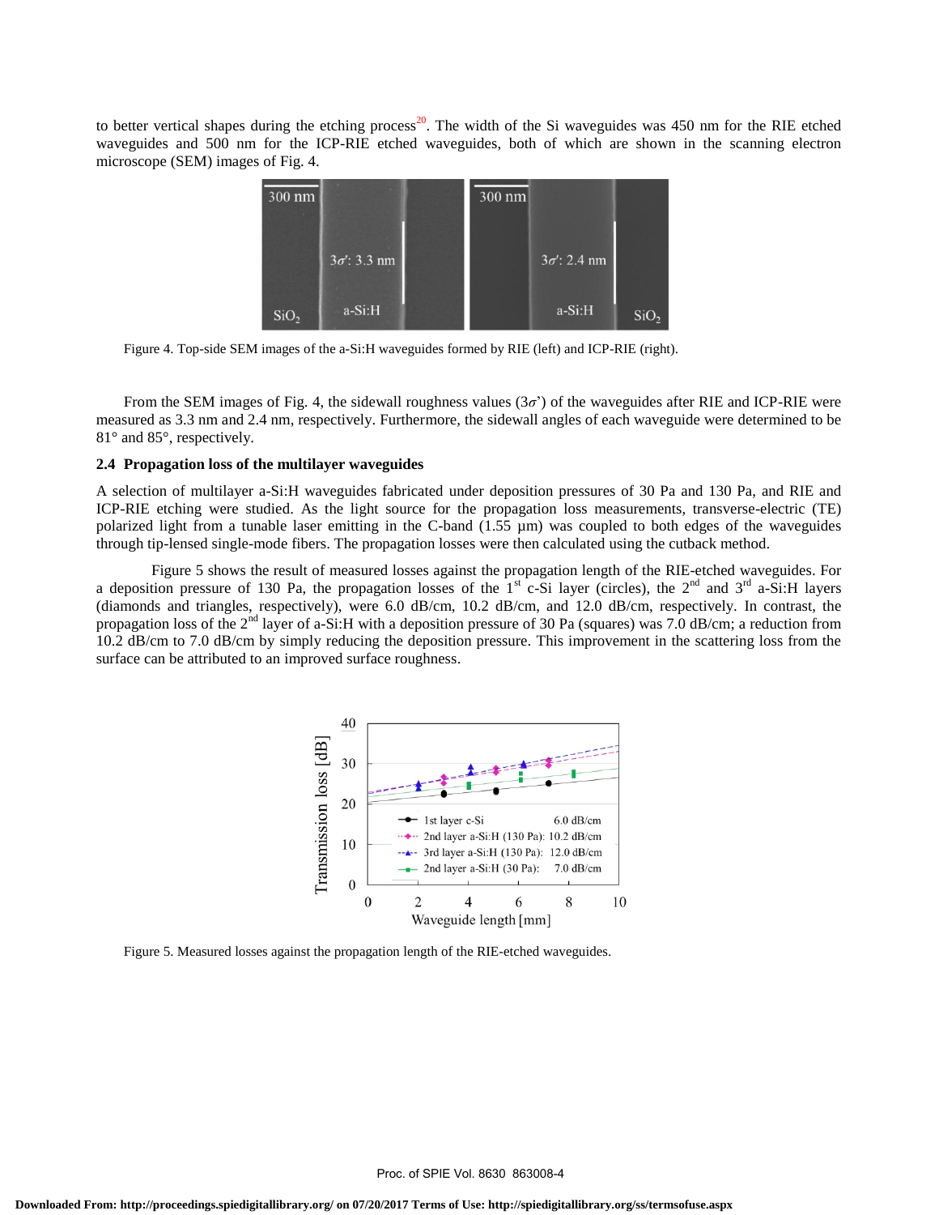to better vertical shapes during the etching process[20]. The width of the Si waveguides was 450 nm for the RIE etched waveguides and 500 nm for the ICP-RIE etched waveguides, both of which are shown in the scanning electron microscope (SEM) images of Fig. 4.

Figure 4. Top-side SEM images of the a-Si:H waveguides formed by RIE (left) and ICP-RIE (right).

From the SEM images of Fig. 4, the sidewall roughness values ($3\sigma'$) of the waveguides after RIE and ICP-RIE were measured as 3.3 nm and 2.4 nm, respectively. Furthermore, the sidewall angles of each waveguide were determined to be 81° and 85°, respectively.

### 2.4 Propagation loss of the multilayer waveguides

A selection of multilayer a-Si:H waveguides fabricated under deposition pressures of 30 Pa and 130 Pa, and RIE and ICP-RIE etching were studied. As the light source for the propagation loss measurements, transverse-electric (TE) polarized light from a tunable laser emitting in the C-band (1.55 µm) was coupled to both edges of the waveguides through tip-lensed single-mode fibers. The propagation losses were then calculated using the cutback method.

Figure 5 shows the result of measured losses against the propagation length of the RIE-etched waveguides. For a deposition pressure of 130 Pa, the propagation losses of the 1st c-Si layer (circles), the 2nd and 3rd a-Si:H layers (diamonds and triangles, respectively), were 6.0 dB/cm, 10.2 dB/cm, and 12.0 dB/cm, respectively. In contrast, the propagation loss of the 2nd layer of a-Si:H with a deposition pressure of 30 Pa (squares) was 7.0 dB/cm; a reduction from 10.2 dB/cm to 7.0 dB/cm by simply reducing the deposition pressure. This improvement in the scattering loss from the surface can be attributed to an improved surface roughness.

Figure 5. Measured losses against the propagation length of the RIE-etched waveguides.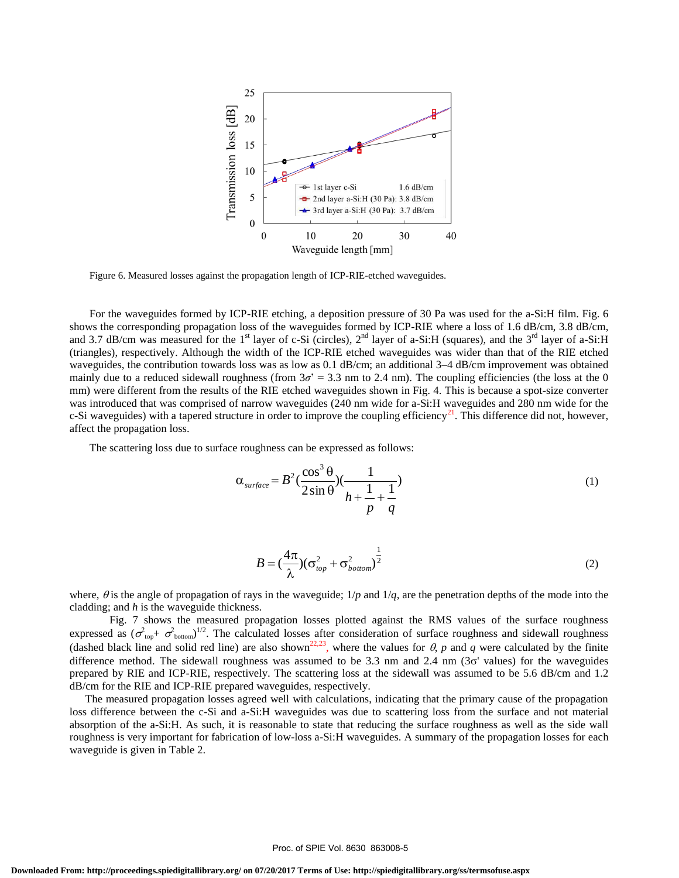Figure 6. Measured losses against the propagation length of ICP-RIE-etched waveguides.

For the waveguides formed by ICP-RIE etching, a deposition pressure of 30 Pa was used for the a-Si:H film. Fig. 6 shows the corresponding propagation loss of the waveguides formed by ICP-RIE where a loss of 1.6 dB/cm, 3.8 dB/cm, and 3.7 dB/cm was measured for the 1st layer of c-Si (circles), 2nd layer of a-Si:H (squares), and the 3rd layer of a-Si:H (triangles), respectively. Although the width of the ICP-RIE etched waveguides was wider than that of the RIE etched waveguides, the contribution towards loss was as low as 0.1 dB/cm; an additional 3–4 dB/cm improvement was obtained mainly due to a reduced sidewall roughness (from $3\sigma' = 3.3$ nm to 2.4 nm). The coupling efficiencies (the loss at the 0 mm) were different from the results of the RIE etched waveguides shown in Fig. 4. This is because a spot-size converter was introduced that was comprised of narrow waveguides (240 nm wide for a-Si:H waveguides and 280 nm wide for the c-Si waveguides) with a tapered structure in order to improve the coupling efficiency[21]. This difference did not, however, affect the propagation loss.

The scattering loss due to surface roughness can be expressed as follows:

$$\alpha_{surface} = B^2 \left(\frac{\cos^3 \theta}{2 \sin \theta}\right)\left(\frac{1}{h + \frac{1}{p} + \frac{1}{q}}\right) \tag{1}$$

$$B = \left(\frac{4\pi}{\lambda}\right)\left(\sigma_{top}^2 + \sigma_{bottom}^2\right)^{\frac{1}{2}} \tag{2}$$

where, $\theta$ is the angle of propagation of rays in the waveguide; $1/p$ and $1/q$, are the penetration depths of the mode into the cladding; and $h$ is the waveguide thickness.

Fig. 7 shows the measured propagation losses plotted against the RMS values of the surface roughness expressed as $(\sigma^2_{top} + \sigma^2_{bottom})^{1/2}$. The calculated losses after consideration of surface roughness and sidewall roughness (dashed black line and solid red line) are also shown[22,23], where the values for $\theta$, $p$ and $q$ were calculated by the finite difference method. The sidewall roughness was assumed to be 3.3 nm and 2.4 nm ($3\sigma'$ values) for the waveguides prepared by RIE and ICP-RIE, respectively. The scattering loss at the sidewall was assumed to be 5.6 dB/cm and 1.2 dB/cm for the RIE and ICP-RIE prepared waveguides, respectively.

The measured propagation losses agreed well with calculations, indicating that the primary cause of the propagation loss difference between the c-Si and a-Si:H waveguides was due to scattering loss from the surface and not material absorption of the a-Si:H. As such, it is reasonable to state that reducing the surface roughness as well as the side wall roughness is very important for fabrication of low-loss a-Si:H waveguides. A summary of the propagation losses for each waveguide is given in Table 2.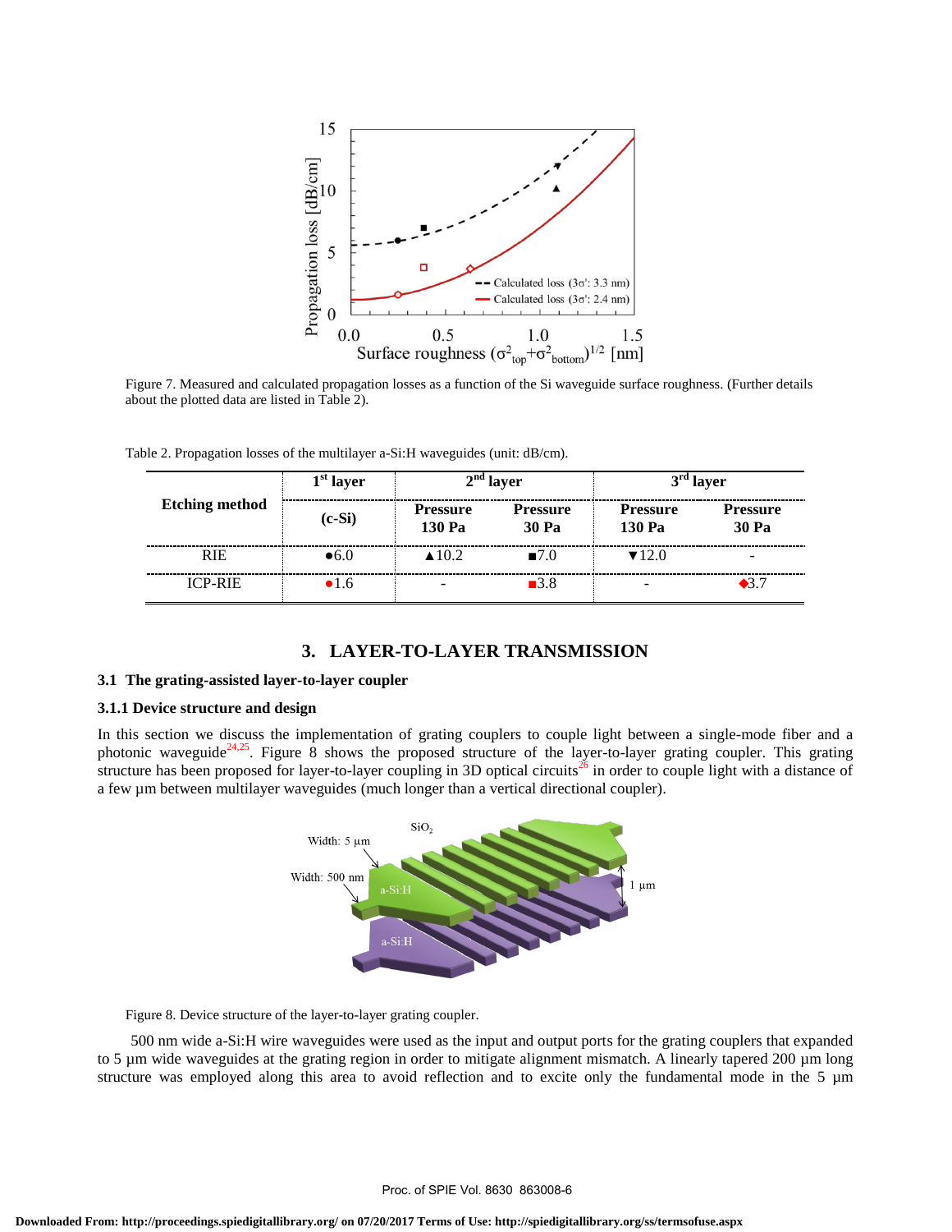Figure 7. Measured and calculated propagation losses as a function of the Si waveguide surface roughness. (Further details about the plotted data are listed in Table 2).

Table 2. Propagation losses of the multilayer a-Si:H waveguides (unit: dB/cm).

| Etching method | 1st layer | 2nd layer | | 3rd layer | |
|---|---|---|---|---|---|
| | (c-Si) | Pressure 130 Pa | Pressure 30 Pa | Pressure 130 Pa | Pressure 30 Pa |
| RIE | ●6.0 | ▲10.2 | ■7.0 | ▼12.0 | - |
| ICP-RIE | ●1.6 | - | ■3.8 | - | ◆3.7 |

## 3. LAYER-TO-LAYER TRANSMISSION

### 3.1 The grating-assisted layer-to-layer coupler

#### 3.1.1 Device structure and design

In this section we discuss the implementation of grating couplers to couple light between a single-mode fiber and a photonic waveguide[24,25]. Figure 8 shows the proposed structure of the layer-to-layer grating coupler. This grating structure has been proposed for layer-to-layer coupling in 3D optical circuits[26] in order to couple light with a distance of a few µm between multilayer waveguides (much longer than a vertical directional coupler).

Figure 8. Device structure of the layer-to-layer grating coupler.

500 nm wide a-Si:H wire waveguides were used as the input and output ports for the grating couplers that expanded to 5 µm wide waveguides at the grating region in order to mitigate alignment mismatch. A linearly tapered 200 µm long structure was employed along this area to avoid reflection and to excite only the fundamental mode in the 5 µm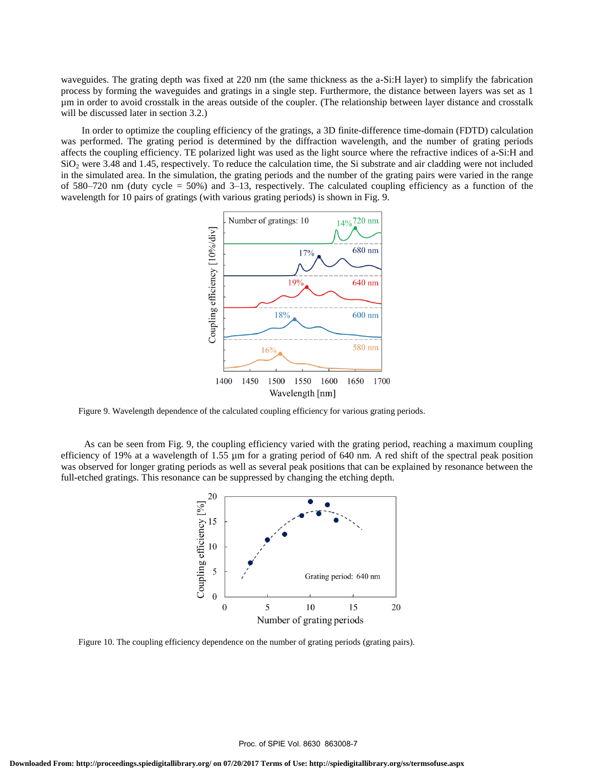waveguides. The grating depth was fixed at 220 nm (the same thickness as the a-Si:H layer) to simplify the fabrication process by forming the waveguides and gratings in a single step. Furthermore, the distance between layers was set as 1 µm in order to avoid crosstalk in the areas outside of the coupler. (The relationship between layer distance and crosstalk will be discussed later in section 3.2.)

In order to optimize the coupling efficiency of the gratings, a 3D finite-difference time-domain (FDTD) calculation was performed. The grating period is determined by the diffraction wavelength, and the number of grating periods affects the coupling efficiency. TE polarized light was used as the light source where the refractive indices of a-Si:H and $SiO_2$ were 3.48 and 1.45, respectively. To reduce the calculation time, the Si substrate and air cladding were not included in the simulated area. In the simulation, the grating periods and the number of the grating pairs were varied in the range of 580–720 nm (duty cycle = 50%) and 3–13, respectively. The calculated coupling efficiency as a function of the wavelength for 10 pairs of gratings (with various grating periods) is shown in Fig. 9.

Figure 9. Wavelength dependence of the calculated coupling efficiency for various grating periods.

As can be seen from Fig. 9, the coupling efficiency varied with the grating period, reaching a maximum coupling efficiency of 19% at a wavelength of 1.55 µm for a grating period of 640 nm. A red shift of the spectral peak position was observed for longer grating periods as well as several peak positions that can be explained by resonance between the full-etched gratings. This resonance can be suppressed by changing the etching depth.

Figure 10. The coupling efficiency dependence on the number of grating periods (grating pairs).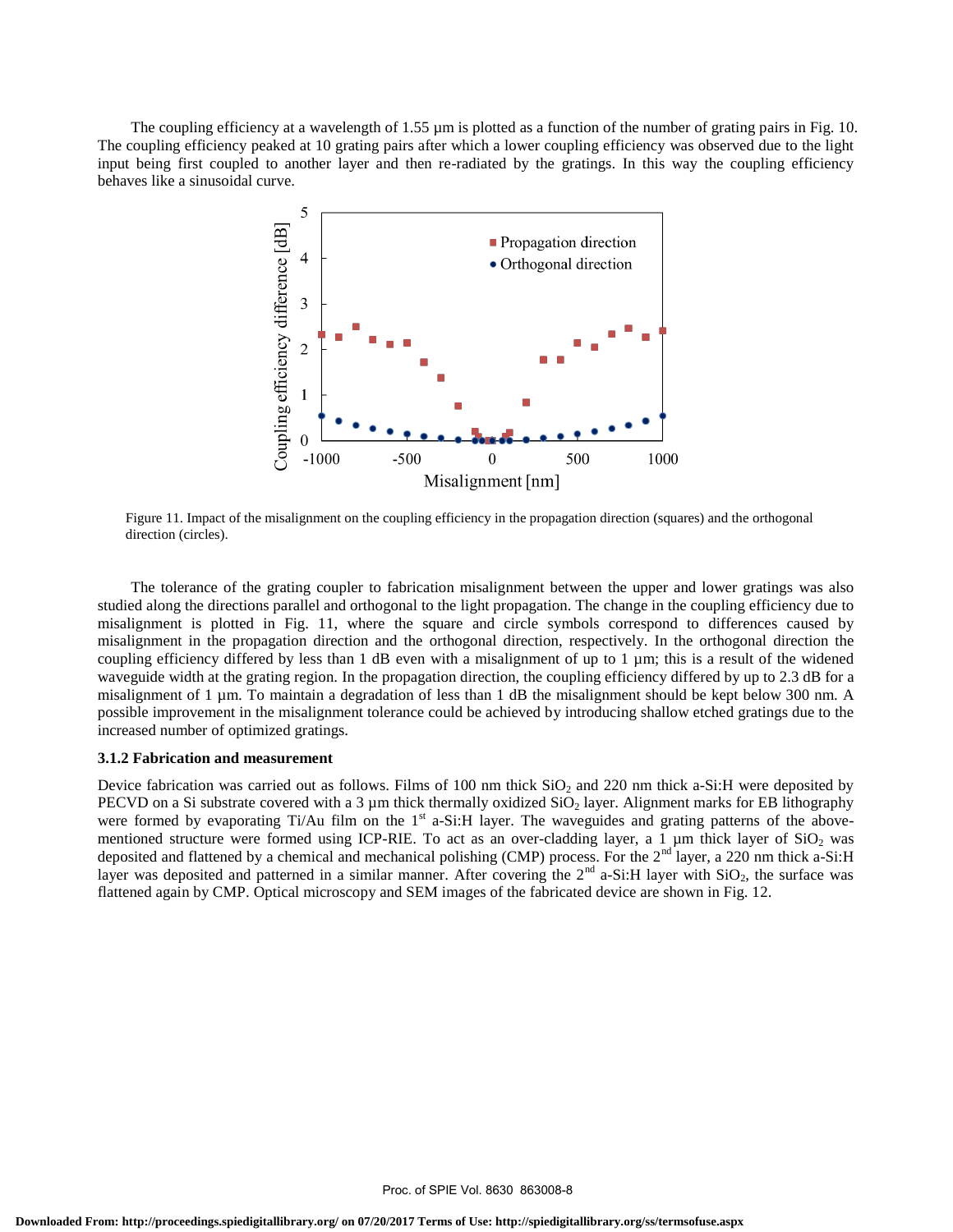The coupling efficiency at a wavelength of 1.55 µm is plotted as a function of the number of grating pairs in Fig. 10. The coupling efficiency peaked at 10 grating pairs after which a lower coupling efficiency was observed due to the light input being first coupled to another layer and then re-radiated by the gratings. In this way the coupling efficiency behaves like a sinusoidal curve.

Figure 11. Impact of the misalignment on the coupling efficiency in the propagation direction (squares) and the orthogonal direction (circles).

The tolerance of the grating coupler to fabrication misalignment between the upper and lower gratings was also studied along the directions parallel and orthogonal to the light propagation. The change in the coupling efficiency due to misalignment is plotted in Fig. 11, where the square and circle symbols correspond to differences caused by misalignment in the propagation direction and the orthogonal direction, respectively. In the orthogonal direction the coupling efficiency differed by less than 1 dB even with a misalignment of up to 1 µm; this is a result of the widened waveguide width at the grating region. In the propagation direction, the coupling efficiency differed by up to 2.3 dB for a misalignment of 1 µm. To maintain a degradation of less than 1 dB the misalignment should be kept below 300 nm. A possible improvement in the misalignment tolerance could be achieved by introducing shallow etched gratings due to the increased number of optimized gratings.

### 3.1.2 Fabrication and measurement

Device fabrication was carried out as follows. Films of 100 nm thick $SiO_2$ and 220 nm thick a-Si:H were deposited by PECVD on a Si substrate covered with a 3 µm thick thermally oxidized $SiO_2$ layer. Alignment marks for EB lithography were formed by evaporating Ti/Au film on the 1st a-Si:H layer. The waveguides and grating patterns of the above-mentioned structure were formed using ICP-RIE. To act as an over-cladding layer, a 1 µm thick layer of $SiO_2$ was deposited and flattened by a chemical and mechanical polishing (CMP) process. For the 2nd layer, a 220 nm thick a-Si:H layer was deposited and patterned in a similar manner. After covering the 2nd a-Si:H layer with $SiO_2$, the surface was flattened again by CMP. Optical microscopy and SEM images of the fabricated device are shown in Fig. 12.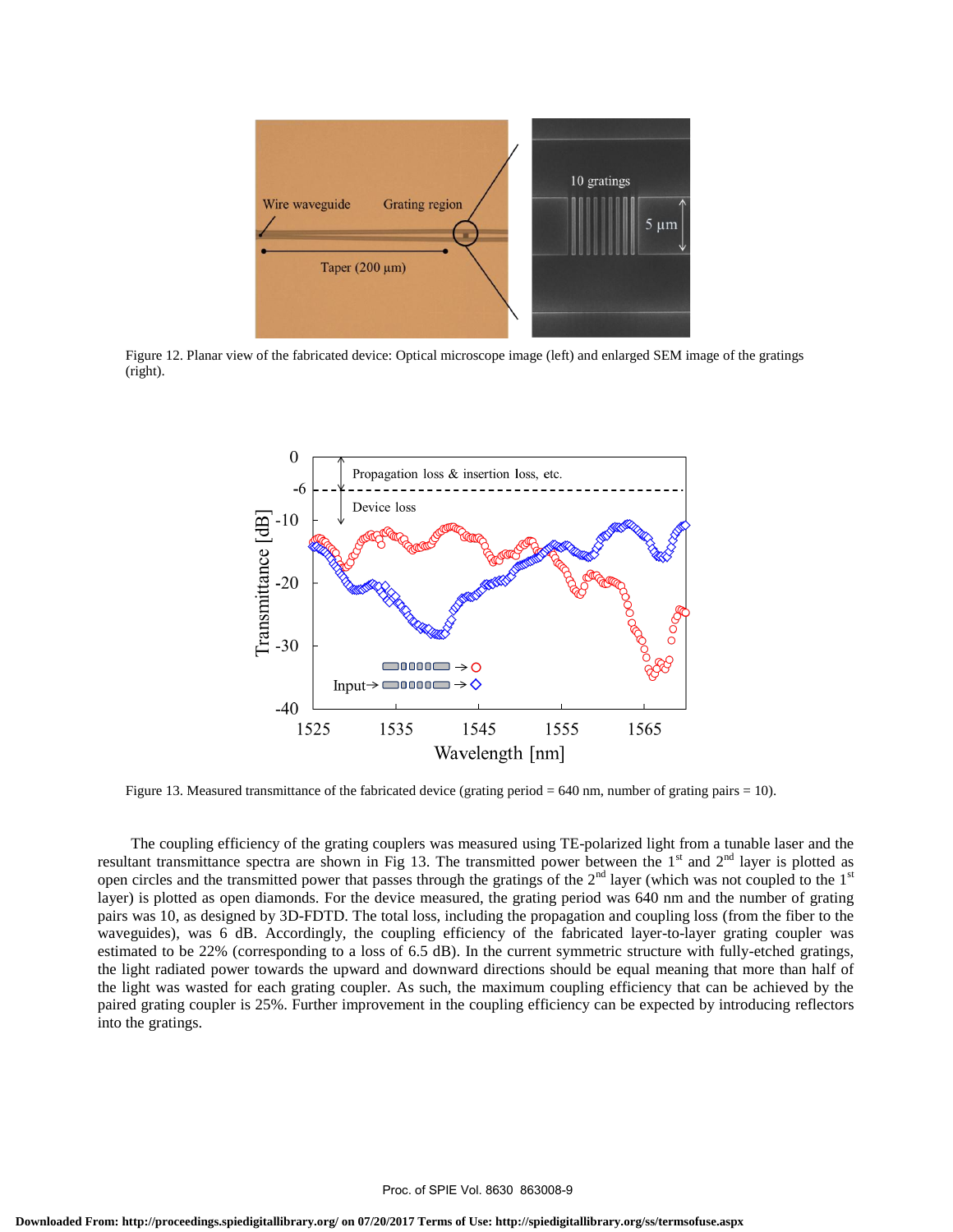Figure 12. Planar view of the fabricated device: Optical microscope image (left) and enlarged SEM image of the gratings (right).

Figure 13. Measured transmittance of the fabricated device (grating period = 640 nm, number of grating pairs = 10).

The coupling efficiency of the grating couplers was measured using TE-polarized light from a tunable laser and the resultant transmittance spectra are shown in Fig 13. The transmitted power between the 1st and 2nd layer is plotted as open circles and the transmitted power that passes through the gratings of the 2nd layer (which was not coupled to the 1st layer) is plotted as open diamonds. For the device measured, the grating period was 640 nm and the number of grating pairs was 10, as designed by 3D-FDTD. The total loss, including the propagation and coupling loss (from the fiber to the waveguides), was 6 dB. Accordingly, the coupling efficiency of the fabricated layer-to-layer grating coupler was estimated to be 22% (corresponding to a loss of 6.5 dB). In the current symmetric structure with fully-etched gratings, the light radiated power towards the upward and downward directions should be equal meaning that more than half of the light was wasted for each grating coupler. As such, the maximum coupling efficiency that can be achieved by the paired grating coupler is 25%. Further improvement in the coupling efficiency can be expected by introducing reflectors into the gratings.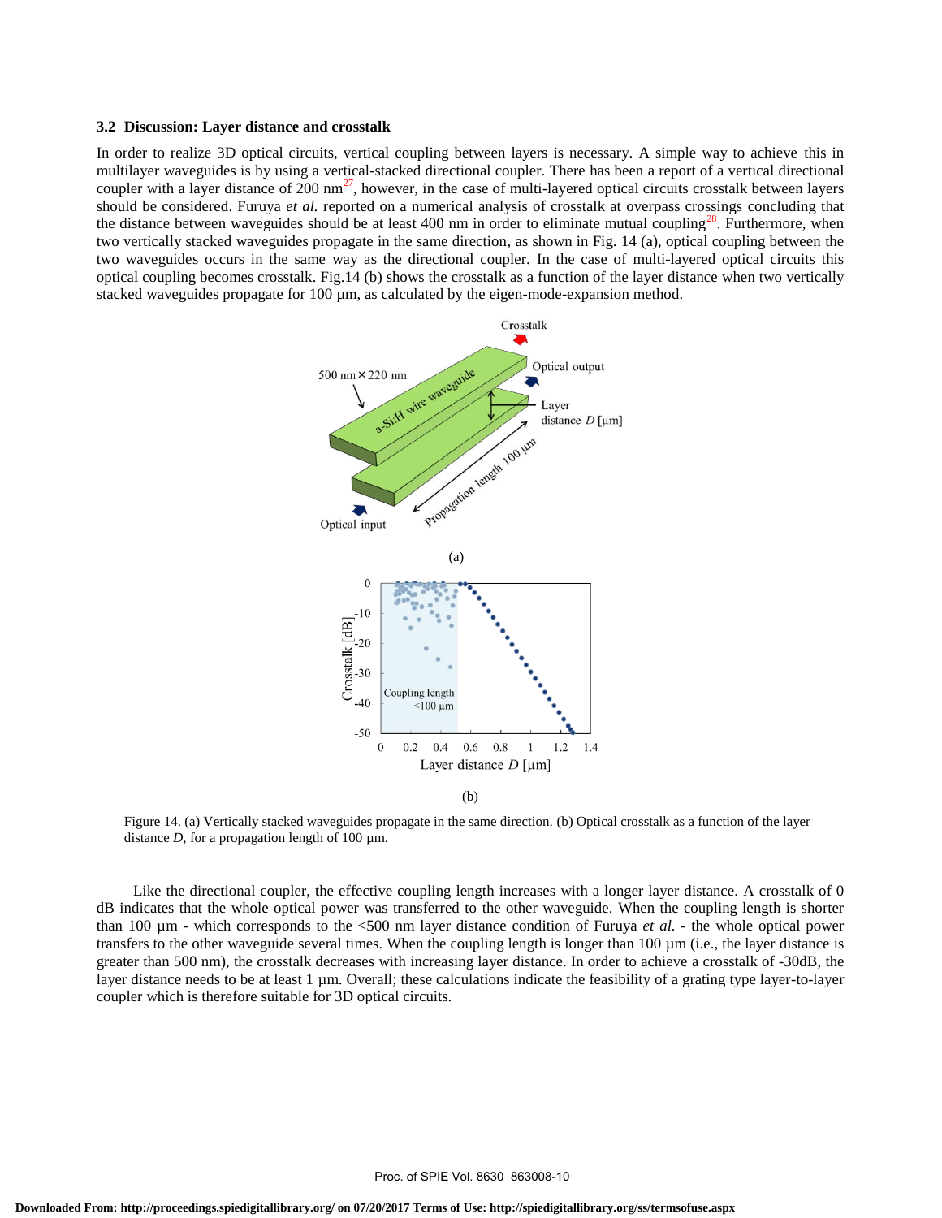### 3.2 Discussion: Layer distance and crosstalk

In order to realize 3D optical circuits, vertical coupling between layers is necessary. A simple way to achieve this in multilayer waveguides is by using a vertical-stacked directional coupler. There has been a report of a vertical directional coupler with a layer distance of 200 nm[27], however, in the case of multi-layered optical circuits crosstalk between layers should be considered. Furuya *et al.* reported on a numerical analysis of crosstalk at overpass crossings concluding that the distance between waveguides should be at least 400 nm in order to eliminate mutual coupling[28]. Furthermore, when two vertically stacked waveguides propagate in the same direction, as shown in Fig. 14 (a), optical coupling between the two waveguides occurs in the same way as the directional coupler. In the case of multi-layered optical circuits this optical coupling becomes crosstalk. Fig.14 (b) shows the crosstalk as a function of the layer distance when two vertically stacked waveguides propagate for 100 µm, as calculated by the eigen-mode-expansion method.

Figure 14. (a) Vertically stacked waveguides propagate in the same direction. (b) Optical crosstalk as a function of the layer distance *D*, for a propagation length of 100 µm.

Like the directional coupler, the effective coupling length increases with a longer layer distance. A crosstalk of 0 dB indicates that the whole optical power was transferred to the other waveguide. When the coupling length is shorter than 100 µm - which corresponds to the <500 nm layer distance condition of Furuya *et al.* - the whole optical power transfers to the other waveguide several times. When the coupling length is longer than 100 µm (i.e., the layer distance is greater than 500 nm), the crosstalk decreases with increasing layer distance. In order to achieve a crosstalk of -30dB, the layer distance needs to be at least 1 µm. Overall; these calculations indicate the feasibility of a grating type layer-to-layer coupler which is therefore suitable for 3D optical circuits.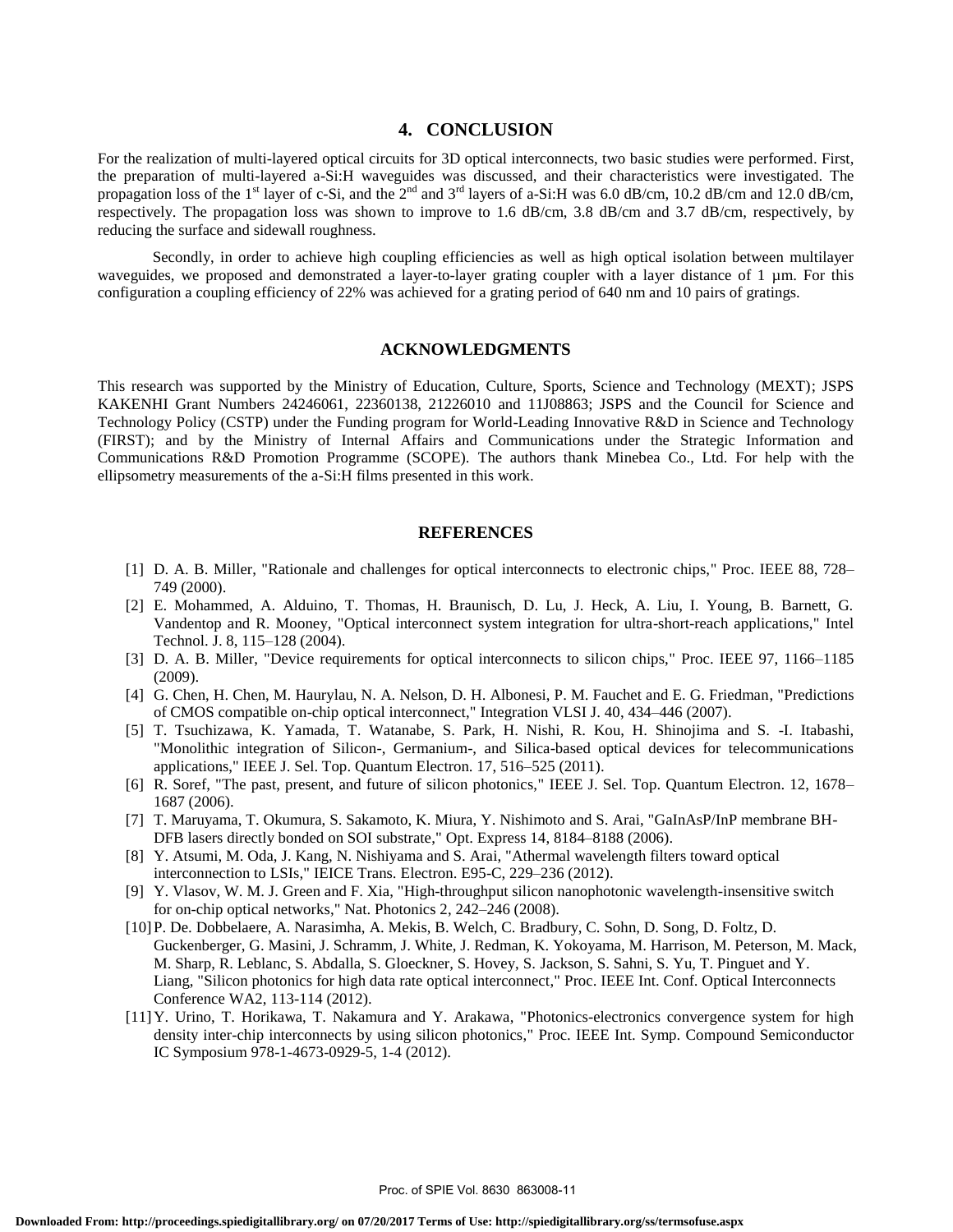## 4. CONCLUSION

For the realization of multi-layered optical circuits for 3D optical interconnects, two basic studies were performed. First, the preparation of multi-layered a-Si:H waveguides was discussed, and their characteristics were investigated. The propagation loss of the 1st layer of c-Si, and the 2nd and 3rd layers of a-Si:H was 6.0 dB/cm, 10.2 dB/cm and 12.0 dB/cm, respectively. The propagation loss was shown to improve to 1.6 dB/cm, 3.8 dB/cm and 3.7 dB/cm, respectively, by reducing the surface and sidewall roughness.

Secondly, in order to achieve high coupling efficiencies as well as high optical isolation between multilayer waveguides, we proposed and demonstrated a layer-to-layer grating coupler with a layer distance of 1 µm. For this configuration a coupling efficiency of 22% was achieved for a grating period of 640 nm and 10 pairs of gratings.

## ACKNOWLEDGMENTS

This research was supported by the Ministry of Education, Culture, Sports, Science and Technology (MEXT); JSPS KAKENHI Grant Numbers 24246061, 22360138, 21226010 and 11J08863; JSPS and the Council for Science and Technology Policy (CSTP) under the Funding program for World-Leading Innovative R&D in Science and Technology (FIRST); and by the Ministry of Internal Affairs and Communications under the Strategic Information and Communications R&D Promotion Programme (SCOPE). The authors thank Minebea Co., Ltd. For help with the ellipsometry measurements of the a-Si:H films presented in this work.

## REFERENCES

[1] D. A. B. Miller, "Rationale and challenges for optical interconnects to electronic chips," Proc. IEEE 88, 728–749 (2000).

[2] E. Mohammed, A. Alduino, T. Thomas, H. Braunisch, D. Lu, J. Heck, A. Liu, I. Young, B. Barnett, G. Vandentop and R. Mooney, "Optical interconnect system integration for ultra-short-reach applications," Intel Technol. J. 8, 115–128 (2004).

[3] D. A. B. Miller, "Device requirements for optical interconnects to silicon chips," Proc. IEEE 97, 1166–1185 (2009).

[4] G. Chen, H. Chen, M. Haurylau, N. A. Nelson, D. H. Albonesi, P. M. Fauchet and E. G. Friedman, "Predictions of CMOS compatible on-chip optical interconnect," Integration VLSI J. 40, 434–446 (2007).

[5] T. Tsuchizawa, K. Yamada, T. Watanabe, S. Park, H. Nishi, R. Kou, H. Shinojima and S. -I. Itabashi, "Monolithic integration of Silicon-, Germanium-, and Silica-based optical devices for telecommunications applications," IEEE J. Sel. Top. Quantum Electron. 17, 516–525 (2011).

[6] R. Soref, "The past, present, and future of silicon photonics," IEEE J. Sel. Top. Quantum Electron. 12, 1678–1687 (2006).

[7] T. Maruyama, T. Okumura, S. Sakamoto, K. Miura, Y. Nishimoto and S. Arai, "GaInAsP/InP membrane BH-DFB lasers directly bonded on SOI substrate," Opt. Express 14, 8184–8188 (2006).

[8] Y. Atsumi, M. Oda, J. Kang, N. Nishiyama and S. Arai, "Athermal wavelength filters toward optical interconnection to LSIs," IEICE Trans. Electron. E95-C, 229–236 (2012).

[9] Y. Vlasov, W. M. J. Green and F. Xia, "High-throughput silicon nanophotonic wavelength-insensitive switch for on-chip optical networks," Nat. Photonics 2, 242–246 (2008).

[10] P. De. Dobbelaere, A. Narasimha, A. Mekis, B. Welch, C. Bradbury, C. Sohn, D. Song, D. Foltz, D. Guckenberger, G. Masini, J. Schramm, J. White, J. Redman, K. Yokoyama, M. Harrison, M. Peterson, M. Mack, M. Sharp, R. Leblanc, S. Abdalla, S. Gloeckner, S. Hovey, S. Jackson, S. Sahni, S. Yu, T. Pinguet and Y. Liang, "Silicon photonics for high data rate optical interconnect," Proc. IEEE Int. Conf. Optical Interconnects Conference WA2, 113-114 (2012).

[11] Y. Urino, T. Horikawa, T. Nakamura and Y. Arakawa, "Photonics-electronics convergence system for high density inter-chip interconnects by using silicon photonics," Proc. IEEE Int. Symp. Compound Semiconductor IC Symposium 978-1-4673-0929-5, 1-4 (2012).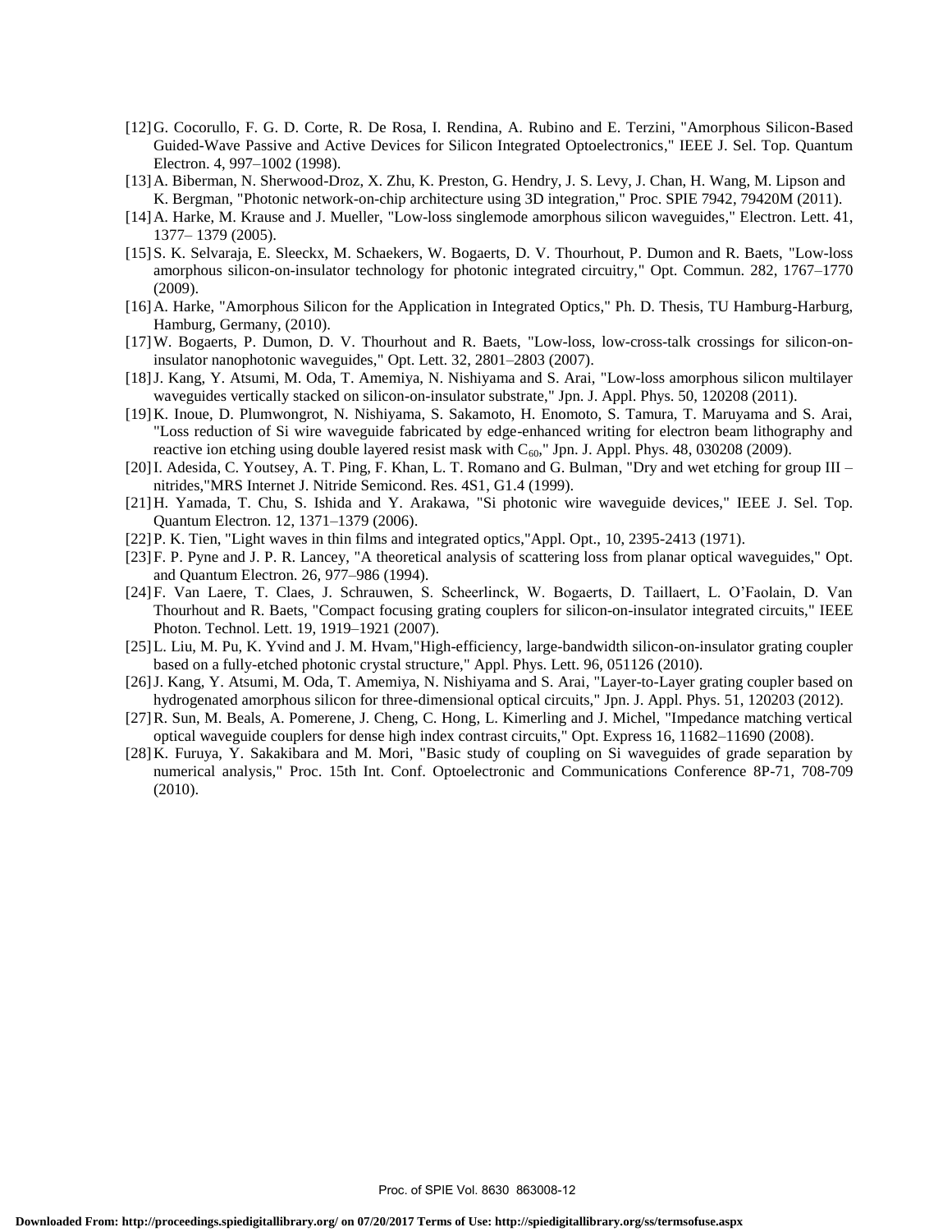[12] G. Cocorullo, F. G. D. Corte, R. De Rosa, I. Rendina, A. Rubino and E. Terzini, "Amorphous Silicon-Based Guided-Wave Passive and Active Devices for Silicon Integrated Optoelectronics," IEEE J. Sel. Top. Quantum Electron. 4, 997–1002 (1998).

[13] A. Biberman, N. Sherwood-Droz, X. Zhu, K. Preston, G. Hendry, J. S. Levy, J. Chan, H. Wang, M. Lipson and K. Bergman, "Photonic network-on-chip architecture using 3D integration," Proc. SPIE 7942, 79420M (2011).

[14] A. Harke, M. Krause and J. Mueller, "Low-loss singlemode amorphous silicon waveguides," Electron. Lett. 41, 1377– 1379 (2005).

[15] S. K. Selvaraja, E. Sleeckx, M. Schaekers, W. Bogaerts, D. V. Thourhout, P. Dumon and R. Baets, "Low-loss amorphous silicon-on-insulator technology for photonic integrated circuitry," Opt. Commun. 282, 1767–1770 (2009).

[16] A. Harke, "Amorphous Silicon for the Application in Integrated Optics," Ph. D. Thesis, TU Hamburg-Harburg, Hamburg, Germany, (2010).

[17] W. Bogaerts, P. Dumon, D. V. Thourhout and R. Baets, "Low-loss, low-cross-talk crossings for silicon-on-insulator nanophotonic waveguides," Opt. Lett. 32, 2801–2803 (2007).

[18] J. Kang, Y. Atsumi, M. Oda, T. Amemiya, N. Nishiyama and S. Arai, "Low-loss amorphous silicon multilayer waveguides vertically stacked on silicon-on-insulator substrate," Jpn. J. Appl. Phys. 50, 120208 (2011).

[19] K. Inoue, D. Plumwongrot, N. Nishiyama, S. Sakamoto, H. Enomoto, S. Tamura, T. Maruyama and S. Arai, "Loss reduction of Si wire waveguide fabricated by edge-enhanced writing for electron beam lithography and reactive ion etching using double layered resist mask with $C_{60}$," Jpn. J. Appl. Phys. 48, 030208 (2009).

[20] I. Adesida, C. Youtsey, A. T. Ping, F. Khan, L. T. Romano and G. Bulman, "Dry and wet etching for group III – nitrides,"MRS Internet J. Nitride Semicond. Res. 4S1, G1.4 (1999).

[21] H. Yamada, T. Chu, S. Ishida and Y. Arakawa, "Si photonic wire waveguide devices," IEEE J. Sel. Top. Quantum Electron. 12, 1371–1379 (2006).

[22] P. K. Tien, "Light waves in thin films and integrated optics,"Appl. Opt., 10, 2395-2413 (1971).

[23] F. P. Pyne and J. P. R. Lancey, "A theoretical analysis of scattering loss from planar optical waveguides," Opt. and Quantum Electron. 26, 977–986 (1994).

[24] F. Van Laere, T. Claes, J. Schrauwen, S. Scheerlinck, W. Bogaerts, D. Taillaert, L. O'Faolain, D. Van Thourhout and R. Baets, "Compact focusing grating couplers for silicon-on-insulator integrated circuits," IEEE Photon. Technol. Lett. 19, 1919–1921 (2007).

[25] L. Liu, M. Pu, K. Yvind and J. M. Hvam,"High-efficiency, large-bandwidth silicon-on-insulator grating coupler based on a fully-etched photonic crystal structure," Appl. Phys. Lett. 96, 051126 (2010).

[26] J. Kang, Y. Atsumi, M. Oda, T. Amemiya, N. Nishiyama and S. Arai, "Layer-to-Layer grating coupler based on hydrogenated amorphous silicon for three-dimensional optical circuits," Jpn. J. Appl. Phys. 51, 120203 (2012).

[27] R. Sun, M. Beals, A. Pomerene, J. Cheng, C. Hong, L. Kimerling and J. Michel, "Impedance matching vertical optical waveguide couplers for dense high index contrast circuits," Opt. Express 16, 11682–11690 (2008).

[28] K. Furuya, Y. Sakakibara and M. Mori, "Basic study of coupling on Si waveguides of grade separation by numerical analysis," Proc. 15th Int. Conf. Optoelectronic and Communications Conference 8P-71, 708-709 (2010).